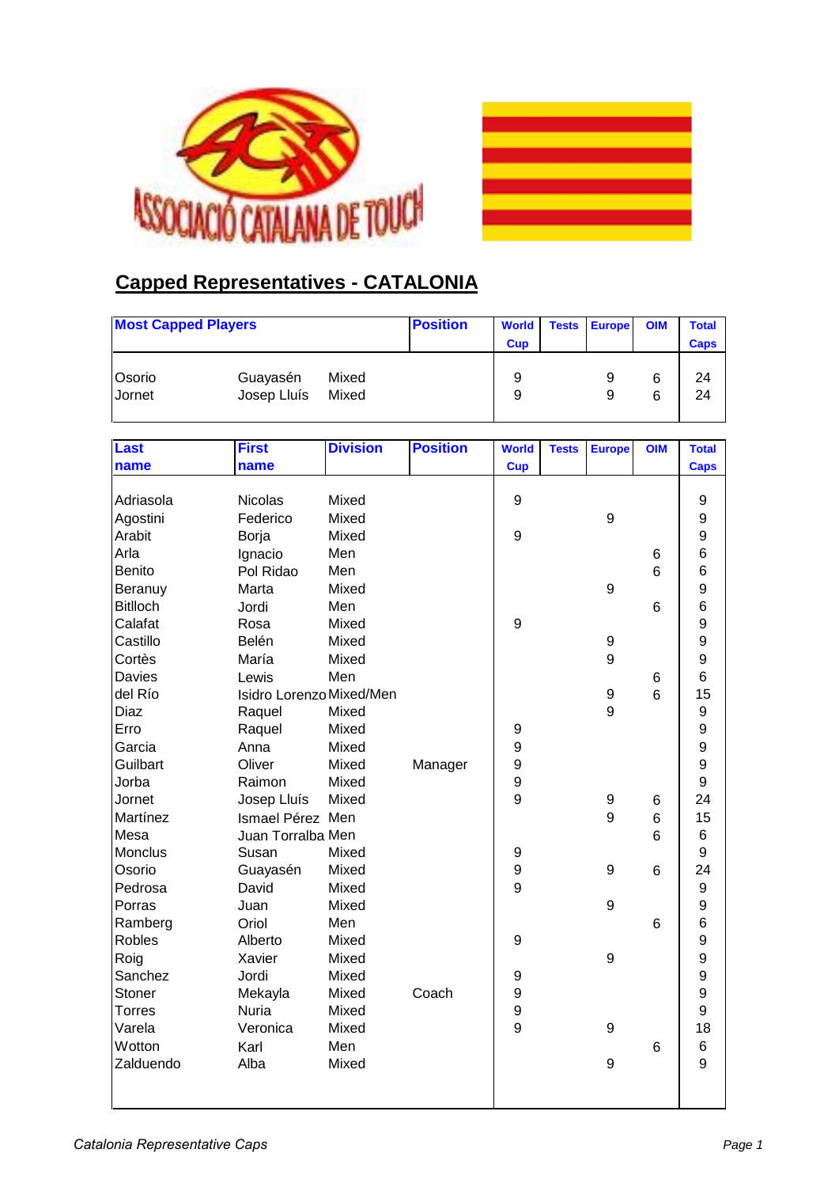ASSOCIACIÓ CATALANA DE TOUCH

# Capped Representatives - CATALONIA

| Most Capped Players | | | Position | World Cup | Tests | Europe | OIM | Total Caps |
|---|---|---|---|---|---|---|---|---|
| Osorio | Guayasén | Mixed | | 9 | | 9 | 6 | 24 |
| Jornet | Josep Lluís | Mixed | | 9 | | 9 | 6 | 24 |

| Last name | First name | Division | Position | World Cup | Tests | Europe | OIM | Total Caps |
|---|---|---|---|---|---|---|---|---|
| Adriasola | Nicolas | Mixed | | 9 | | | | 9 |
| Agostini | Federico | Mixed | | | | 9 | | 9 |
| Arabit | Borja | Mixed | | 9 | | | | 9 |
| Arla | Ignacio | Men | | | | | 6 | 6 |
| Benito | Pol Ridao | Men | | | | | 6 | 6 |
| Beranuy | Marta | Mixed | | | | 9 | | 9 |
| Bitlloch | Jordi | Men | | | | | 6 | 6 |
| Calafat | Rosa | Mixed | | 9 | | | | 9 |
| Castillo | Belén | Mixed | | | | 9 | | 9 |
| Cortès | María | Mixed | | | | 9 | | 9 |
| Davies | Lewis | Men | | | | | 6 | 6 |
| del Río | Isidro Lorenzo | Mixed/Men | | | | 9 | 6 | 15 |
| Diaz | Raquel | Mixed | | | | 9 | | 9 |
| Erro | Raquel | Mixed | | 9 | | | | 9 |
| Garcia | Anna | Mixed | | 9 | | | | 9 |
| Guilbart | Oliver | Mixed | Manager | 9 | | | | 9 |
| Jorba | Raimon | Mixed | | 9 | | | | 9 |
| Jornet | Josep Lluís | Mixed | | 9 | | 9 | 6 | 24 |
| Martínez | Ismael Pérez | Men | | | | 9 | 6 | 15 |
| Mesa | Juan Torralba | Men | | | | | 6 | 6 |
| Monclus | Susan | Mixed | | 9 | | | | 9 |
| Osorio | Guayasén | Mixed | | 9 | | 9 | 6 | 24 |
| Pedrosa | David | Mixed | | 9 | | | | 9 |
| Porras | Juan | Mixed | | | | 9 | | 9 |
| Ramberg | Oriol | Men | | | | | 6 | 6 |
| Robles | Alberto | Mixed | | 9 | | | | 9 |
| Roig | Xavier | Mixed | | | | 9 | | 9 |
| Sanchez | Jordi | Mixed | | 9 | | | | 9 |
| Stoner | Mekayla | Mixed | Coach | 9 | | | | 9 |
| Torres | Nuria | Mixed | | 9 | | | | 9 |
| Varela | Veronica | Mixed | | 9 | | 9 | | 18 |
| Wotton | Karl | Men | | | | | 6 | 6 |
| Zalduendo | Alba | Mixed | | | | 9 | | 9 |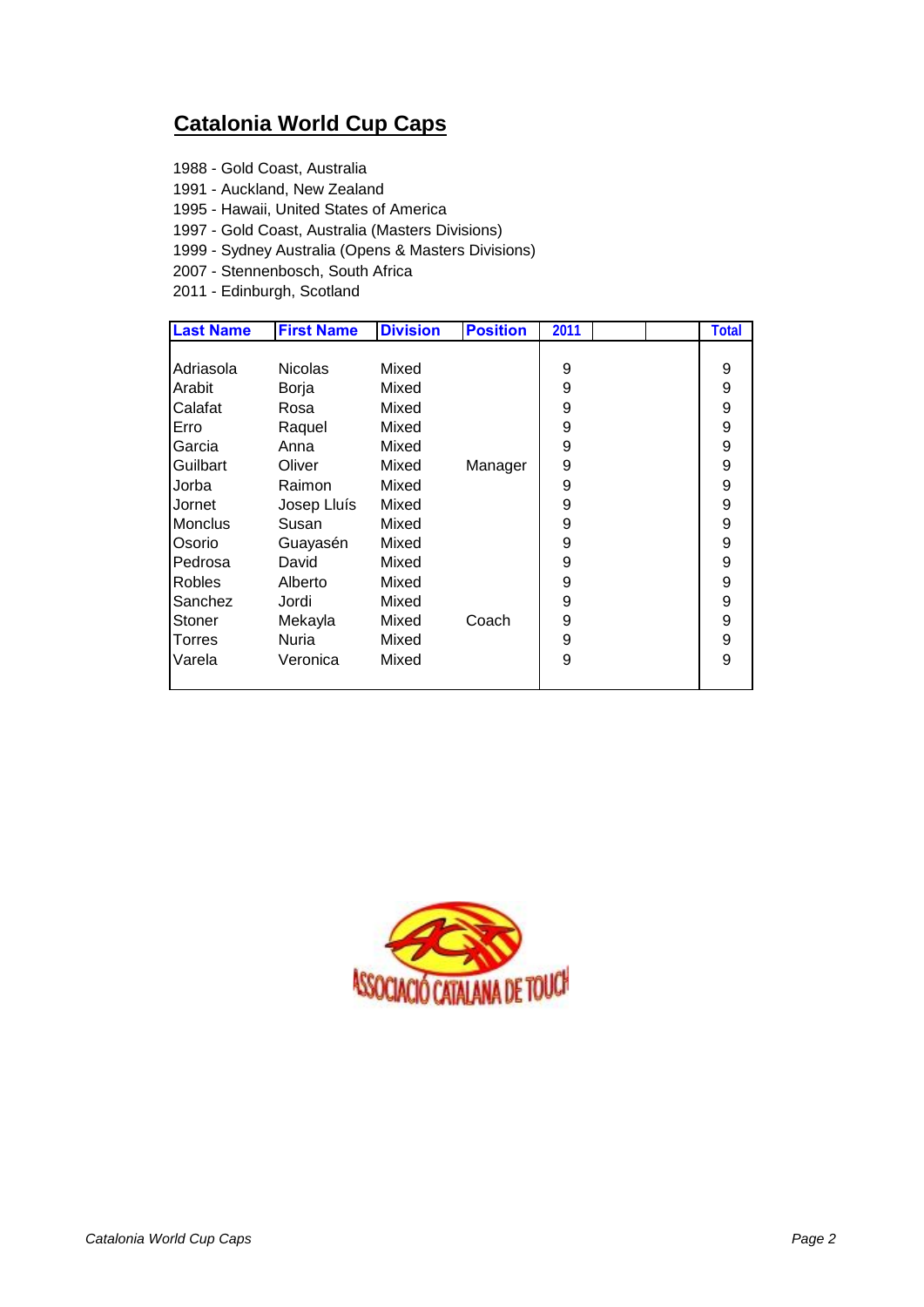## Catalonia World Cup Caps

1988 - Gold Coast, Australia
1991 - Auckland, New Zealand
1995 - Hawaii, United States of America
1997 - Gold Coast, Australia (Masters Divisions)
1999 - Sydney Australia (Opens & Masters Divisions)
2007 - Stennenbosch, South Africa
2011 - Edinburgh, Scotland

| Last Name | First Name | Division | Position | 2011 | | | Total |
|---|---|---|---|---|---|---|---|
| Adriasola | Nicolas | Mixed | | 9 | | | 9 |
| Arabit | Borja | Mixed | | 9 | | | 9 |
| Calafat | Rosa | Mixed | | 9 | | | 9 |
| Erro | Raquel | Mixed | | 9 | | | 9 |
| Garcia | Anna | Mixed | | 9 | | | 9 |
| Guilbart | Oliver | Mixed | Manager | 9 | | | 9 |
| Jorba | Raimon | Mixed | | 9 | | | 9 |
| Jornet | Josep Lluís | Mixed | | 9 | | | 9 |
| Monclus | Susan | Mixed | | 9 | | | 9 |
| Osorio | Guayasén | Mixed | | 9 | | | 9 |
| Pedrosa | David | Mixed | | 9 | | | 9 |
| Robles | Alberto | Mixed | | 9 | | | 9 |
| Sanchez | Jordi | Mixed | | 9 | | | 9 |
| Stoner | Mekayla | Mixed | Coach | 9 | | | 9 |
| Torres | Nuria | Mixed | | 9 | | | 9 |
| Varela | Veronica | Mixed | | 9 | | | 9 |

ASSOCIACIÓ CATALANA DE TOUCH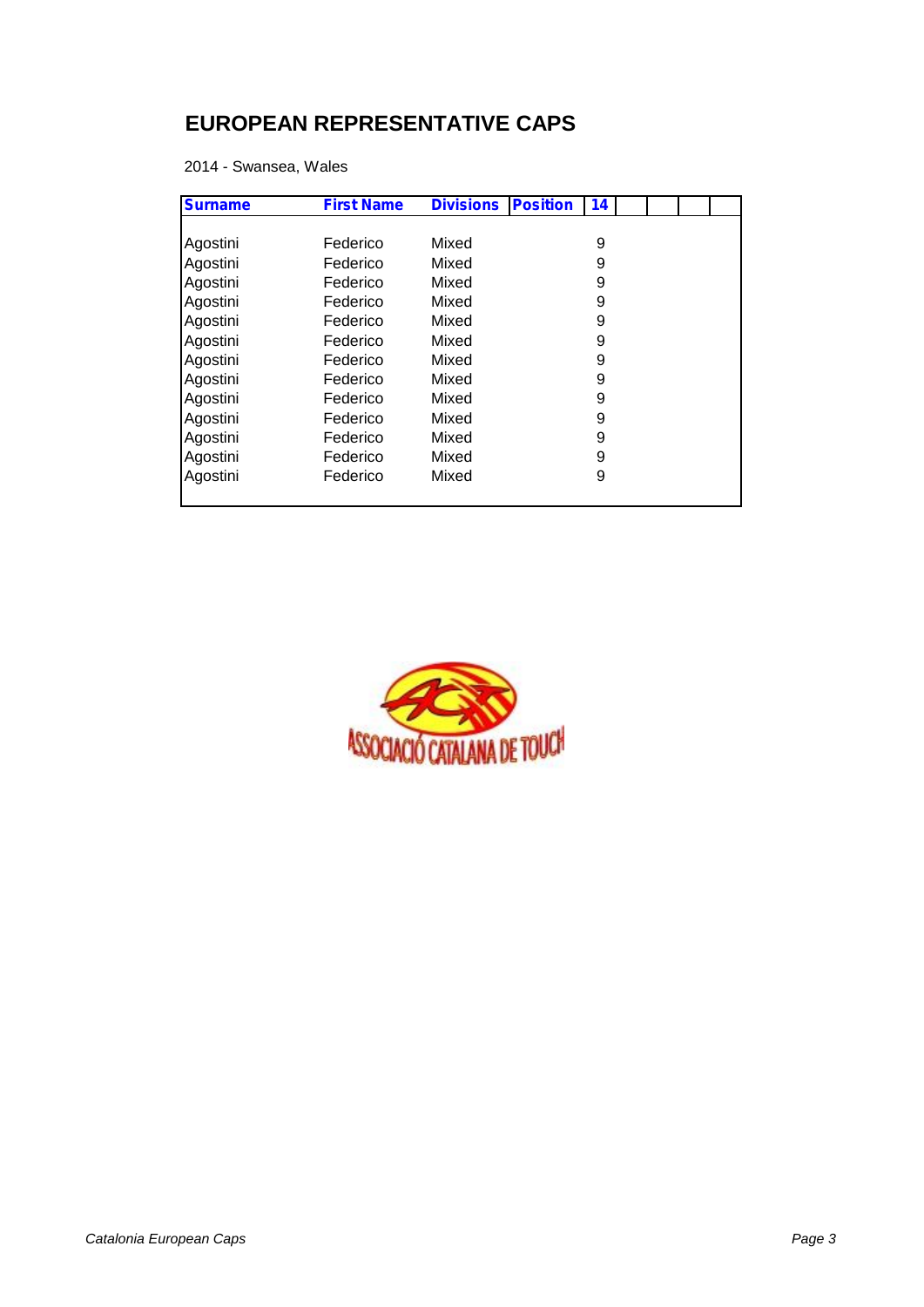# EUROPEAN REPRESENTATIVE CAPS

2014 - Swansea, Wales

| Surname | First Name | Divisions | Position | 14 | | | | |
|---|---|---|---|---|---|---|---|---|
| Agostini | Federico | Mixed | | 9 | | | | |
| Agostini | Federico | Mixed | | 9 | | | | |
| Agostini | Federico | Mixed | | 9 | | | | |
| Agostini | Federico | Mixed | | 9 | | | | |
| Agostini | Federico | Mixed | | 9 | | | | |
| Agostini | Federico | Mixed | | 9 | | | | |
| Agostini | Federico | Mixed | | 9 | | | | |
| Agostini | Federico | Mixed | | 9 | | | | |
| Agostini | Federico | Mixed | | 9 | | | | |
| Agostini | Federico | Mixed | | 9 | | | | |
| Agostini | Federico | Mixed | | 9 | | | | |
| Agostini | Federico | Mixed | | 9 | | | | |
| Agostini | Federico | Mixed | | 9 | | | | |

ASSOCIACIÓ CATALANA DE TOUCH

*Catalonia European Caps*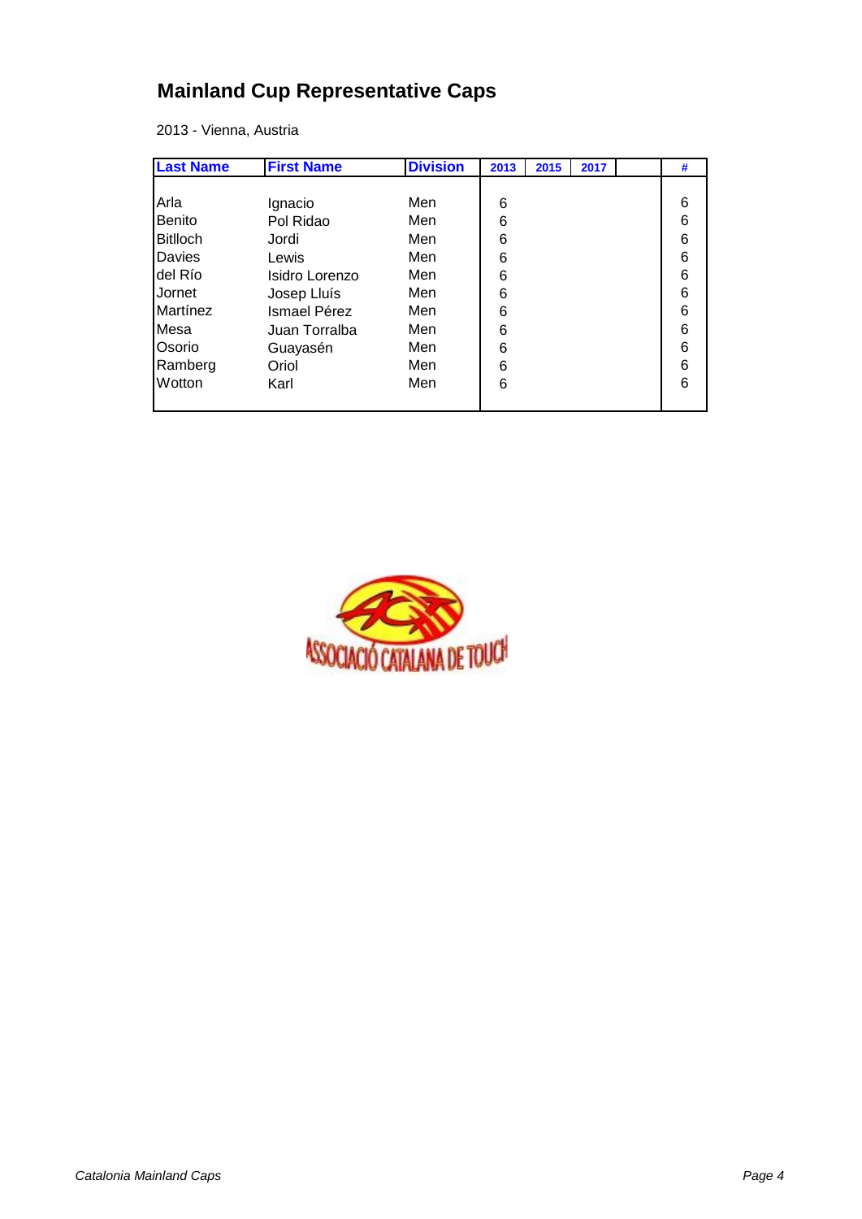## Mainland Cup Representative Caps

2013 - Vienna, Austria

| Last Name | First Name | Division | 2013 | 2015 | 2017 | | # |
|---|---|---|---|---|---|---|---|
| Arla | Ignacio | Men | 6 | | | | 6 |
| Benito | Pol Ridao | Men | 6 | | | | 6 |
| Bitlloch | Jordi | Men | 6 | | | | 6 |
| Davies | Lewis | Men | 6 | | | | 6 |
| del Río | Isidro Lorenzo | Men | 6 | | | | 6 |
| Jornet | Josep Lluís | Men | 6 | | | | 6 |
| Martínez | Ismael Pérez | Men | 6 | | | | 6 |
| Mesa | Juan Torralba | Men | 6 | | | | 6 |
| Osorio | Guayasén | Men | 6 | | | | 6 |
| Ramberg | Oriol | Men | 6 | | | | 6 |
| Wotton | Karl | Men | 6 | | | | 6 |

ASSOCIACIÓ CATALANA DE TOUCH